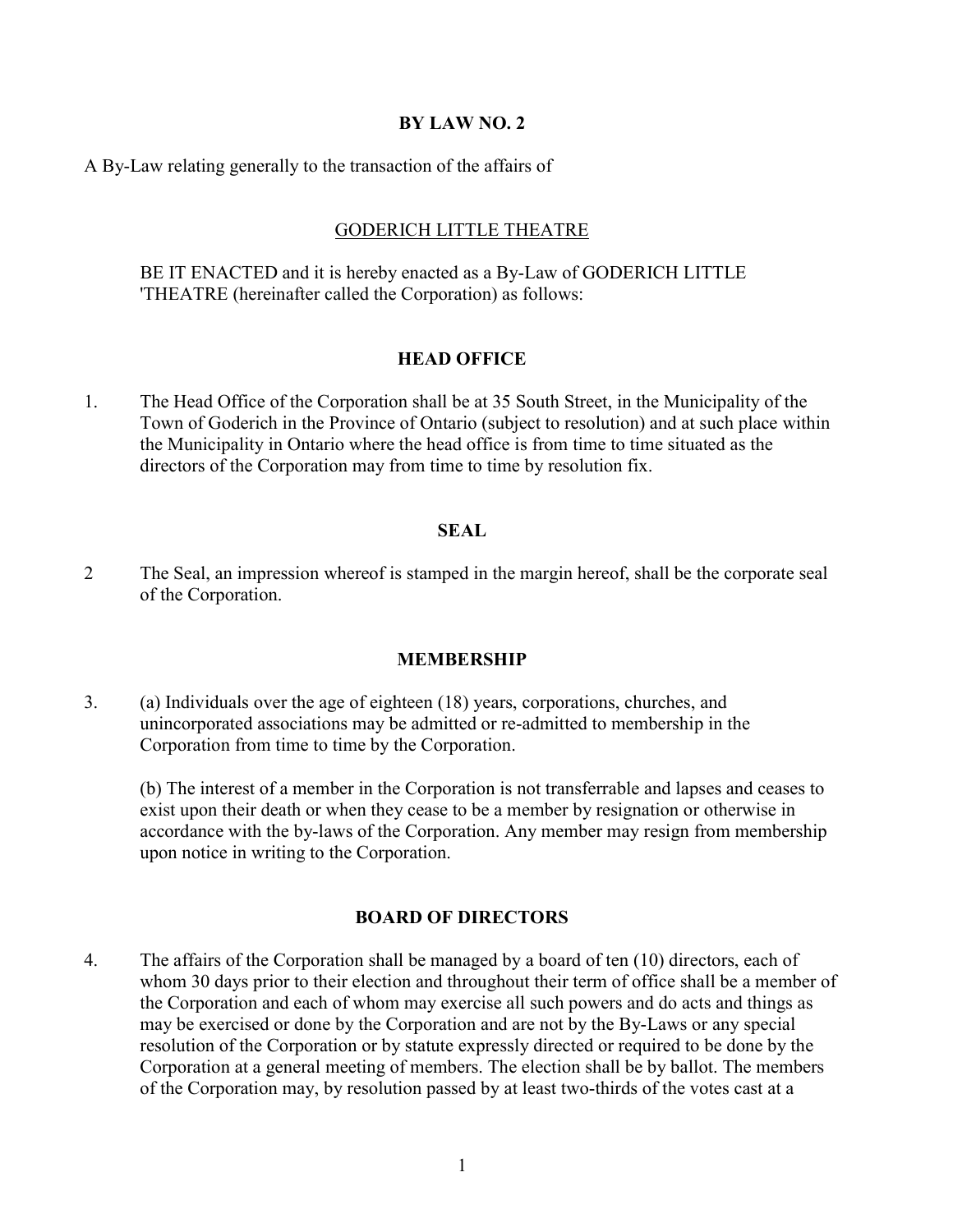# BY LAW NO. 2

A By-Law relating generally to the transaction of the affairs of

GODERICH LITTLE THEATRE

BE IT ENACTED and it is hereby enacted as a By-Law of GODERICH LITTLE 'THEATRE (hereinafter called the Corporation) as follows:

## HEAD OFFICE

1. The Head Office of the Corporation shall be at 35 South Street, in the Municipality of the Town of Goderich in the Province of Ontario (subject to resolution) and at such place within the Municipality in Ontario where the head office is from time to time situated as the directors of the Corporation may from time to time by resolution fix.

## SEAL

2 The Seal, an impression whereof is stamped in the margin hereof, shall be the corporate seal of the Corporation.

## MEMBERSHIP

3. (a) Individuals over the age of eighteen (18) years, corporations, churches, and unincorporated associations may be admitted or re-admitted to membership in the Corporation from time to time by the Corporation.

   (b) The interest of a member in the Corporation is not transferrable and lapses and ceases to exist upon their death or when they cease to be a member by resignation or otherwise in accordance with the by-laws of the Corporation. Any member may resign from membership upon notice in writing to the Corporation.

## BOARD OF DIRECTORS

4. The affairs of the Corporation shall be managed by a board of ten (10) directors, each of whom 30 days prior to their election and throughout their term of office shall be a member of the Corporation and each of whom may exercise all such powers and do acts and things as may be exercised or done by the Corporation and are not by the By-Laws or any special resolution of the Corporation or by statute expressly directed or required to be done by the Corporation at a general meeting of members. The election shall be by ballot. The members of the Corporation may, by resolution passed by at least two-thirds of the votes cast at a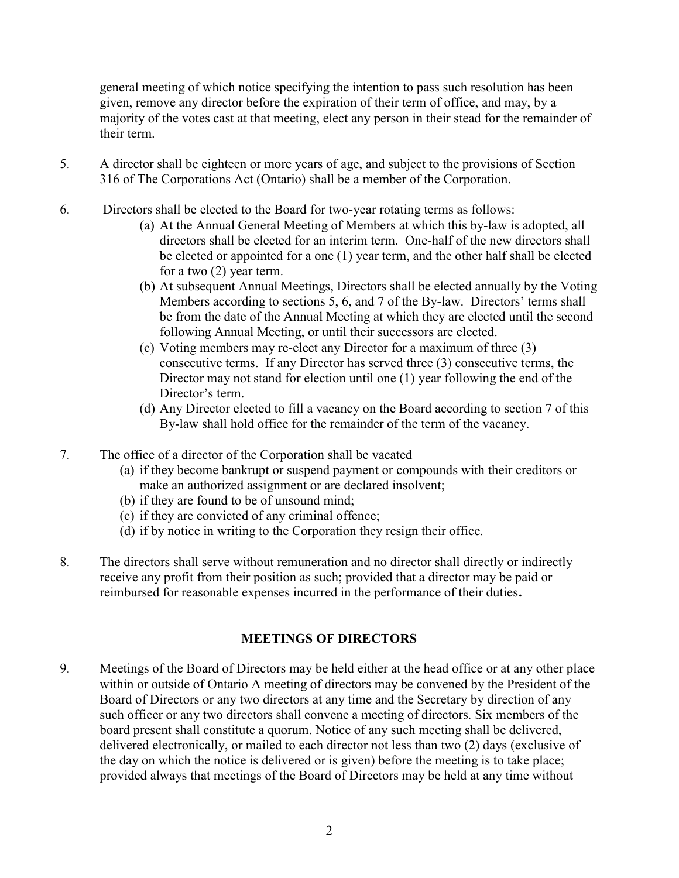general meeting of which notice specifying the intention to pass such resolution has been given, remove any director before the expiration of their term of office, and may, by a majority of the votes cast at that meeting, elect any person in their stead for the remainder of their term.

5. A director shall be eighteen or more years of age, and subject to the provisions of Section 316 of The Corporations Act (Ontario) shall be a member of the Corporation.

6. Directors shall be elected to the Board for two-year rotating terms as follows:
   (a) At the Annual General Meeting of Members at which this by-law is adopted, all directors shall be elected for an interim term. One-half of the new directors shall be elected or appointed for a one (1) year term, and the other half shall be elected for a two (2) year term.
   (b) At subsequent Annual Meetings, Directors shall be elected annually by the Voting Members according to sections 5, 6, and 7 of the By-law. Directors' terms shall be from the date of the Annual Meeting at which they are elected until the second following Annual Meeting, or until their successors are elected.
   (c) Voting members may re-elect any Director for a maximum of three (3) consecutive terms. If any Director has served three (3) consecutive terms, the Director may not stand for election until one (1) year following the end of the Director's term.
   (d) Any Director elected to fill a vacancy on the Board according to section 7 of this By-law shall hold office for the remainder of the term of the vacancy.

7. The office of a director of the Corporation shall be vacated
   (a) if they become bankrupt or suspend payment or compounds with their creditors or make an authorized assignment or are declared insolvent;
   (b) if they are found to be of unsound mind;
   (c) if they are convicted of any criminal offence;
   (d) if by notice in writing to the Corporation they resign their office.

8. The directors shall serve without remuneration and no director shall directly or indirectly receive any profit from their position as such; provided that a director may be paid or reimbursed for reasonable expenses incurred in the performance of their duties**.**

## MEETINGS OF DIRECTORS

9. Meetings of the Board of Directors may be held either at the head office or at any other place within or outside of Ontario A meeting of directors may be convened by the President of the Board of Directors or any two directors at any time and the Secretary by direction of any such officer or any two directors shall convene a meeting of directors. Six members of the board present shall constitute a quorum. Notice of any such meeting shall be delivered, delivered electronically, or mailed to each director not less than two (2) days (exclusive of the day on which the notice is delivered or is given) before the meeting is to take place; provided always that meetings of the Board of Directors may be held at any time without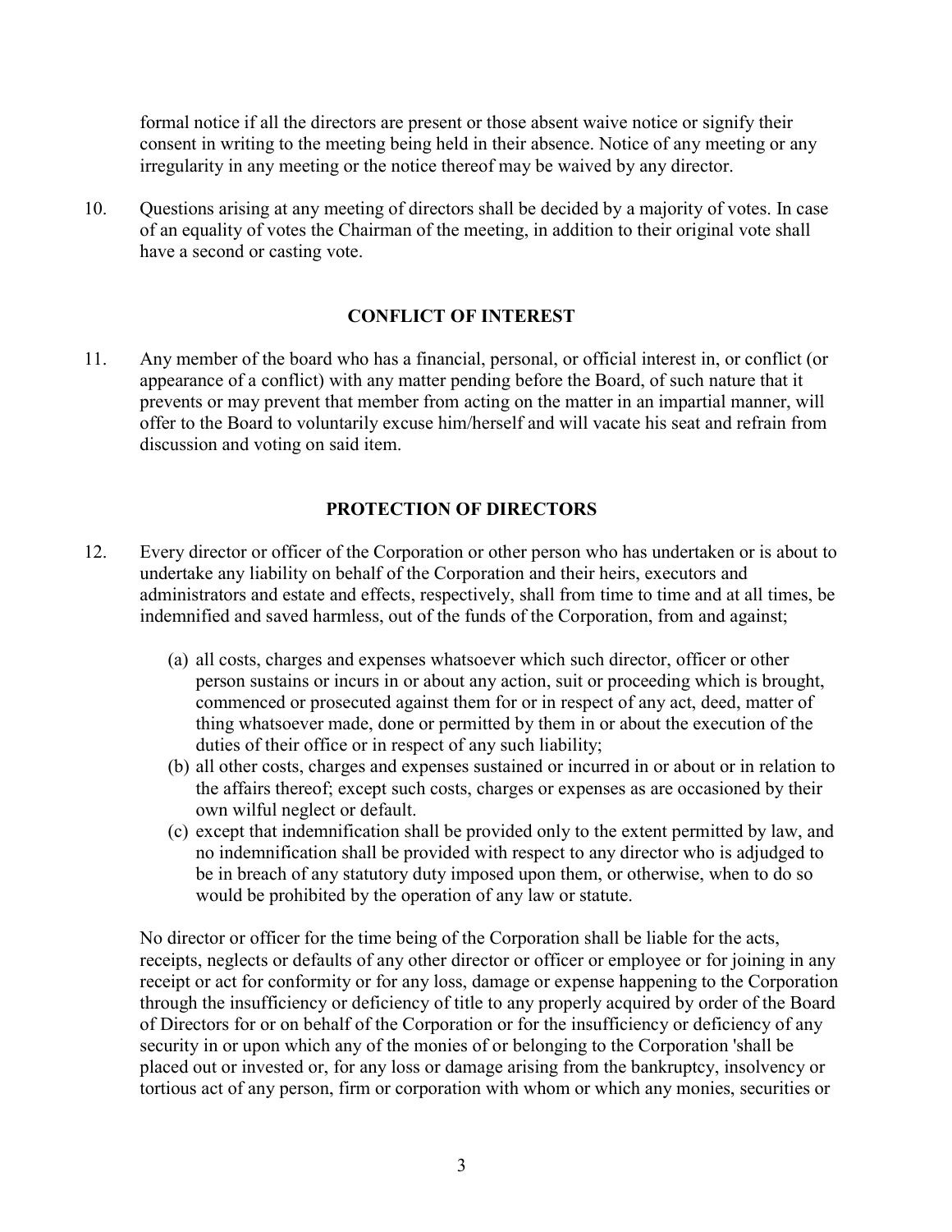formal notice if all the directors are present or those absent waive notice or signify their consent in writing to the meeting being held in their absence. Notice of any meeting or any irregularity in any meeting or the notice thereof may be waived by any director.

10. Questions arising at any meeting of directors shall be decided by a majority of votes. In case of an equality of votes the Chairman of the meeting, in addition to their original vote shall have a second or casting vote.

## CONFLICT OF INTEREST

11. Any member of the board who has a financial, personal, or official interest in, or conflict (or appearance of a conflict) with any matter pending before the Board, of such nature that it prevents or may prevent that member from acting on the matter in an impartial manner, will offer to the Board to voluntarily excuse him/herself and will vacate his seat and refrain from discussion and voting on said item.

## PROTECTION OF DIRECTORS

12. Every director or officer of the Corporation or other person who has undertaken or is about to undertake any liability on behalf of the Corporation and their heirs, executors and administrators and estate and effects, respectively, shall from time to time and at all times, be indemnified and saved harmless, out of the funds of the Corporation, from and against;

    (a) all costs, charges and expenses whatsoever which such director, officer or other person sustains or incurs in or about any action, suit or proceeding which is brought, commenced or prosecuted against them for or in respect of any act, deed, matter of thing whatsoever made, done or permitted by them in or about the execution of the duties of their office or in respect of any such liability;
    (b) all other costs, charges and expenses sustained or incurred in or about or in relation to the affairs thereof; except such costs, charges or expenses as are occasioned by their own wilful neglect or default.
    (c) except that indemnification shall be provided only to the extent permitted by law, and no indemnification shall be provided with respect to any director who is adjudged to be in breach of any statutory duty imposed upon them, or otherwise, when to do so would be prohibited by the operation of any law or statute.

    No director or officer for the time being of the Corporation shall be liable for the acts, receipts, neglects or defaults of any other director or officer or employee or for joining in any receipt or act for conformity or for any loss, damage or expense happening to the Corporation through the insufficiency or deficiency of title to any properly acquired by order of the Board of Directors for or on behalf of the Corporation or for the insufficiency or deficiency of any security in or upon which any of the monies of or belonging to the Corporation 'shall be placed out or invested or, for any loss or damage arising from the bankruptcy, insolvency or tortious act of any person, firm or corporation with whom or which any monies, securities or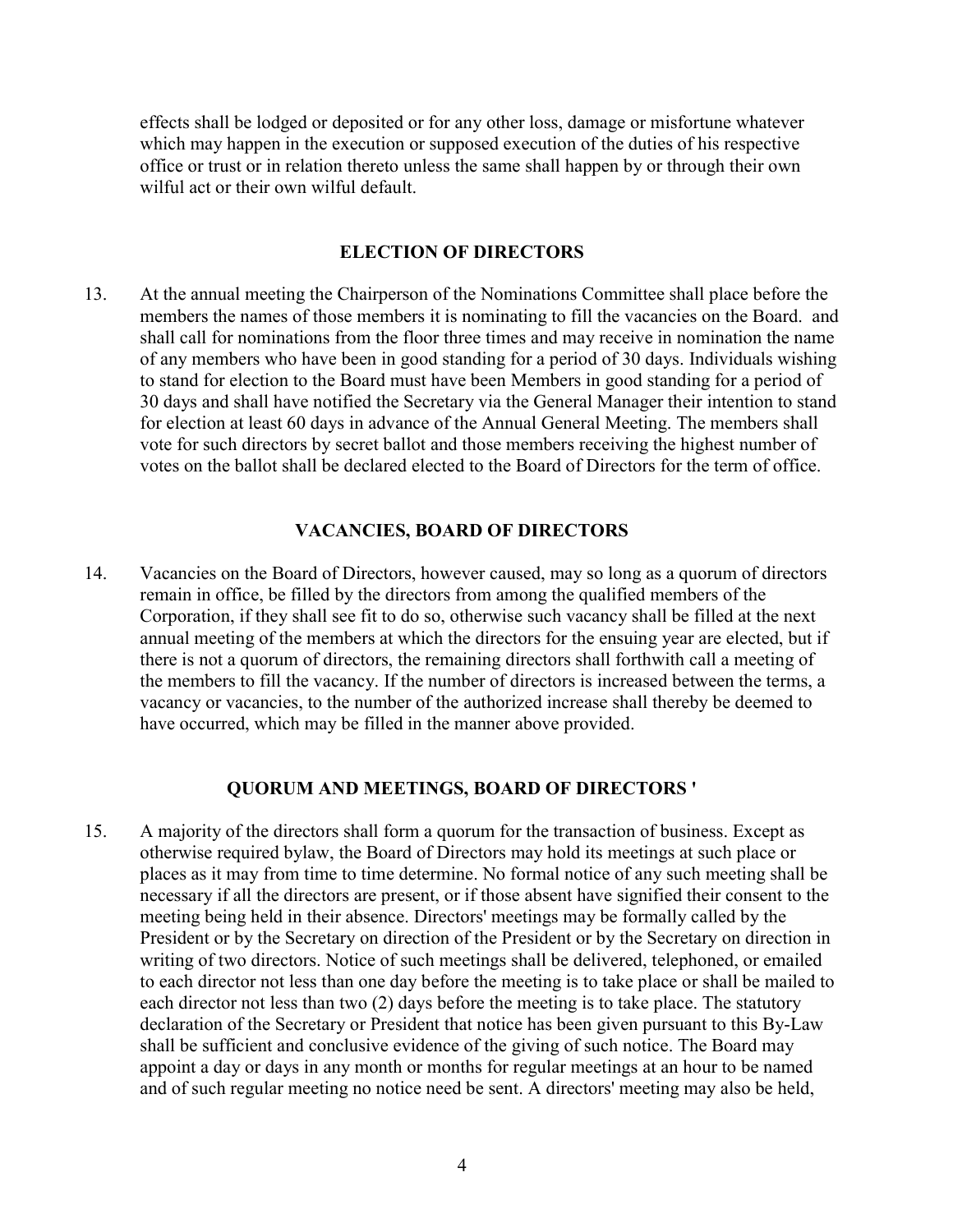effects shall be lodged or deposited or for any other loss, damage or misfortune whatever which may happen in the execution or supposed execution of the duties of his respective office or trust or in relation thereto unless the same shall happen by or through their own wilful act or their own wilful default.

## ELECTION OF DIRECTORS

13. At the annual meeting the Chairperson of the Nominations Committee shall place before the members the names of those members it is nominating to fill the vacancies on the Board. and shall call for nominations from the floor three times and may receive in nomination the name of any members who have been in good standing for a period of 30 days. Individuals wishing to stand for election to the Board must have been Members in good standing for a period of 30 days and shall have notified the Secretary via the General Manager their intention to stand for election at least 60 days in advance of the Annual General Meeting. The members shall vote for such directors by secret ballot and those members receiving the highest number of votes on the ballot shall be declared elected to the Board of Directors for the term of office.

## VACANCIES, BOARD OF DIRECTORS

14. Vacancies on the Board of Directors, however caused, may so long as a quorum of directors remain in office, be filled by the directors from among the qualified members of the Corporation, if they shall see fit to do so, otherwise such vacancy shall be filled at the next annual meeting of the members at which the directors for the ensuing year are elected, but if there is not a quorum of directors, the remaining directors shall forthwith call a meeting of the members to fill the vacancy. If the number of directors is increased between the terms, a vacancy or vacancies, to the number of the authorized increase shall thereby be deemed to have occurred, which may be filled in the manner above provided.

## QUORUM AND MEETINGS, BOARD OF DIRECTORS '

15. A majority of the directors shall form a quorum for the transaction of business. Except as otherwise required bylaw, the Board of Directors may hold its meetings at such place or places as it may from time to time determine. No formal notice of any such meeting shall be necessary if all the directors are present, or if those absent have signified their consent to the meeting being held in their absence. Directors' meetings may be formally called by the President or by the Secretary on direction of the President or by the Secretary on direction in writing of two directors. Notice of such meetings shall be delivered, telephoned, or emailed to each director not less than one day before the meeting is to take place or shall be mailed to each director not less than two (2) days before the meeting is to take place. The statutory declaration of the Secretary or President that notice has been given pursuant to this By-Law shall be sufficient and conclusive evidence of the giving of such notice. The Board may appoint a day or days in any month or months for regular meetings at an hour to be named and of such regular meeting no notice need be sent. A directors' meeting may also be held,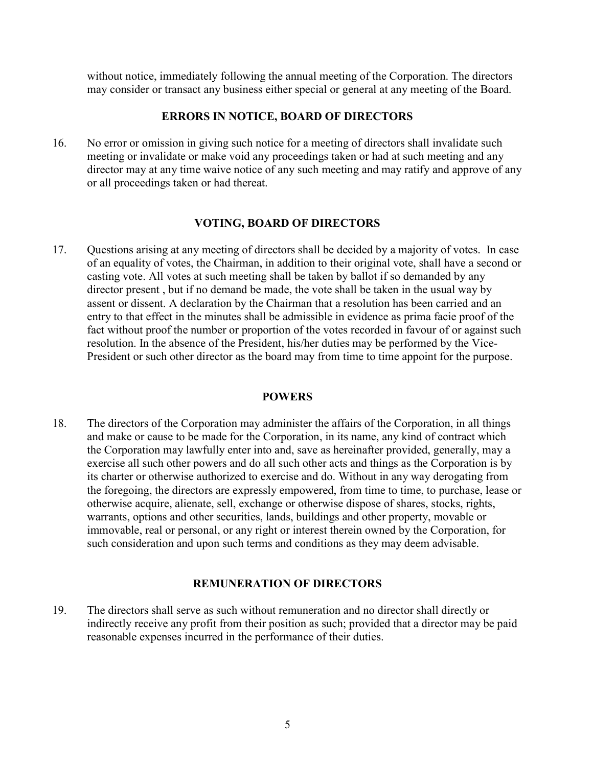without notice, immediately following the annual meeting of the Corporation. The directors may consider or transact any business either special or general at any meeting of the Board.

### ERRORS IN NOTICE, BOARD OF DIRECTORS

16. No error or omission in giving such notice for a meeting of directors shall invalidate such meeting or invalidate or make void any proceedings taken or had at such meeting and any director may at any time waive notice of any such meeting and may ratify and approve of any or all proceedings taken or had thereat.

### VOTING, BOARD OF DIRECTORS

17. Questions arising at any meeting of directors shall be decided by a majority of votes. In case of an equality of votes, the Chairman, in addition to their original vote, shall have a second or casting vote. All votes at such meeting shall be taken by ballot if so demanded by any director present , but if no demand be made, the vote shall be taken in the usual way by assent or dissent. A declaration by the Chairman that a resolution has been carried and an entry to that effect in the minutes shall be admissible in evidence as prima facie proof of the fact without proof the number or proportion of the votes recorded in favour of or against such resolution. In the absence of the President, his/her duties may be performed by the Vice-President or such other director as the board may from time to time appoint for the purpose.

### POWERS

18. The directors of the Corporation may administer the affairs of the Corporation, in all things and make or cause to be made for the Corporation, in its name, any kind of contract which the Corporation may lawfully enter into and, save as hereinafter provided, generally, may a exercise all such other powers and do all such other acts and things as the Corporation is by its charter or otherwise authorized to exercise and do. Without in any way derogating from the foregoing, the directors are expressly empowered, from time to time, to purchase, lease or otherwise acquire, alienate, sell, exchange or otherwise dispose of shares, stocks, rights, warrants, options and other securities, lands, buildings and other property, movable or immovable, real or personal, or any right or interest therein owned by the Corporation, for such consideration and upon such terms and conditions as they may deem advisable.

### REMUNERATION OF DIRECTORS

19. The directors shall serve as such without remuneration and no director shall directly or indirectly receive any profit from their position as such; provided that a director may be paid reasonable expenses incurred in the performance of their duties.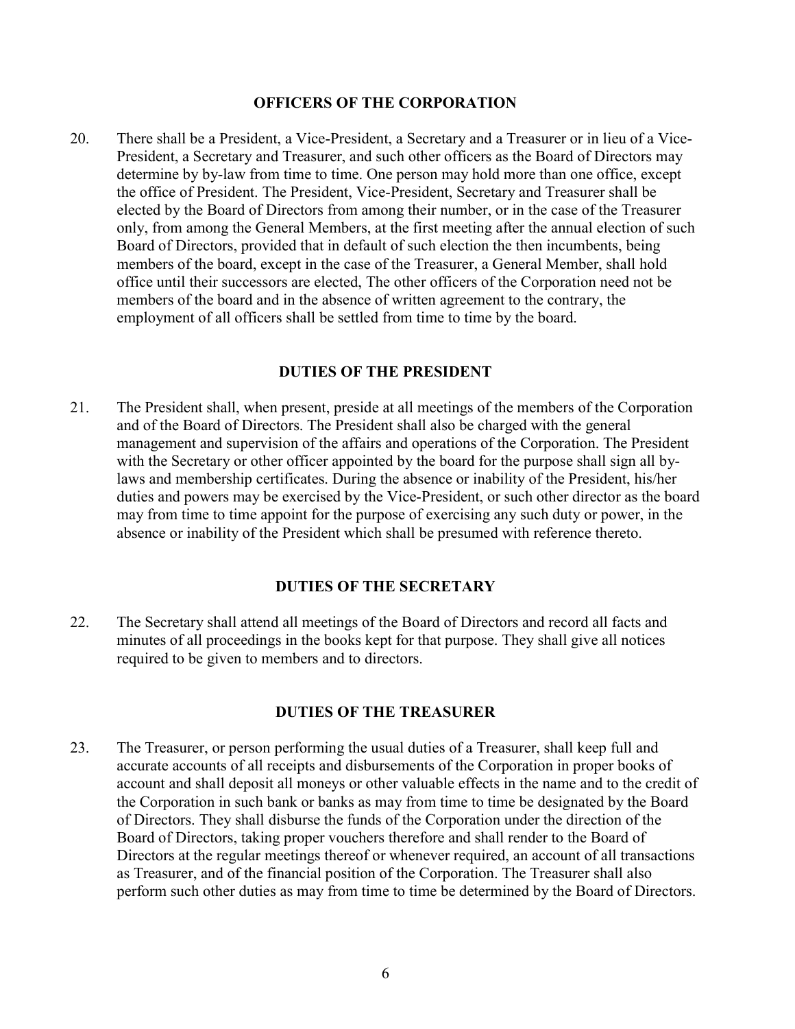## OFFICERS OF THE CORPORATION

20. There shall be a President, a Vice-President, a Secretary and a Treasurer or in lieu of a Vice-President, a Secretary and Treasurer, and such other officers as the Board of Directors may determine by by-law from time to time. One person may hold more than one office, except the office of President. The President, Vice-President, Secretary and Treasurer shall be elected by the Board of Directors from among their number, or in the case of the Treasurer only, from among the General Members, at the first meeting after the annual election of such Board of Directors, provided that in default of such election the then incumbents, being members of the board, except in the case of the Treasurer, a General Member, shall hold office until their successors are elected, The other officers of the Corporation need not be members of the board and in the absence of written agreement to the contrary, the employment of all officers shall be settled from time to time by the board.

## DUTIES OF THE PRESIDENT

21. The President shall, when present, preside at all meetings of the members of the Corporation and of the Board of Directors. The President shall also be charged with the general management and supervision of the affairs and operations of the Corporation. The President with the Secretary or other officer appointed by the board for the purpose shall sign all by-laws and membership certificates. During the absence or inability of the President, his/her duties and powers may be exercised by the Vice-President, or such other director as the board may from time to time appoint for the purpose of exercising any such duty or power, in the absence or inability of the President which shall be presumed with reference thereto.

## DUTIES OF THE SECRETARY

22. The Secretary shall attend all meetings of the Board of Directors and record all facts and minutes of all proceedings in the books kept for that purpose. They shall give all notices required to be given to members and to directors.

## DUTIES OF THE TREASURER

23. The Treasurer, or person performing the usual duties of a Treasurer, shall keep full and accurate accounts of all receipts and disbursements of the Corporation in proper books of account and shall deposit all moneys or other valuable effects in the name and to the credit of the Corporation in such bank or banks as may from time to time be designated by the Board of Directors. They shall disburse the funds of the Corporation under the direction of the Board of Directors, taking proper vouchers therefore and shall render to the Board of Directors at the regular meetings thereof or whenever required, an account of all transactions as Treasurer, and of the financial position of the Corporation. The Treasurer shall also perform such other duties as may from time to time be determined by the Board of Directors.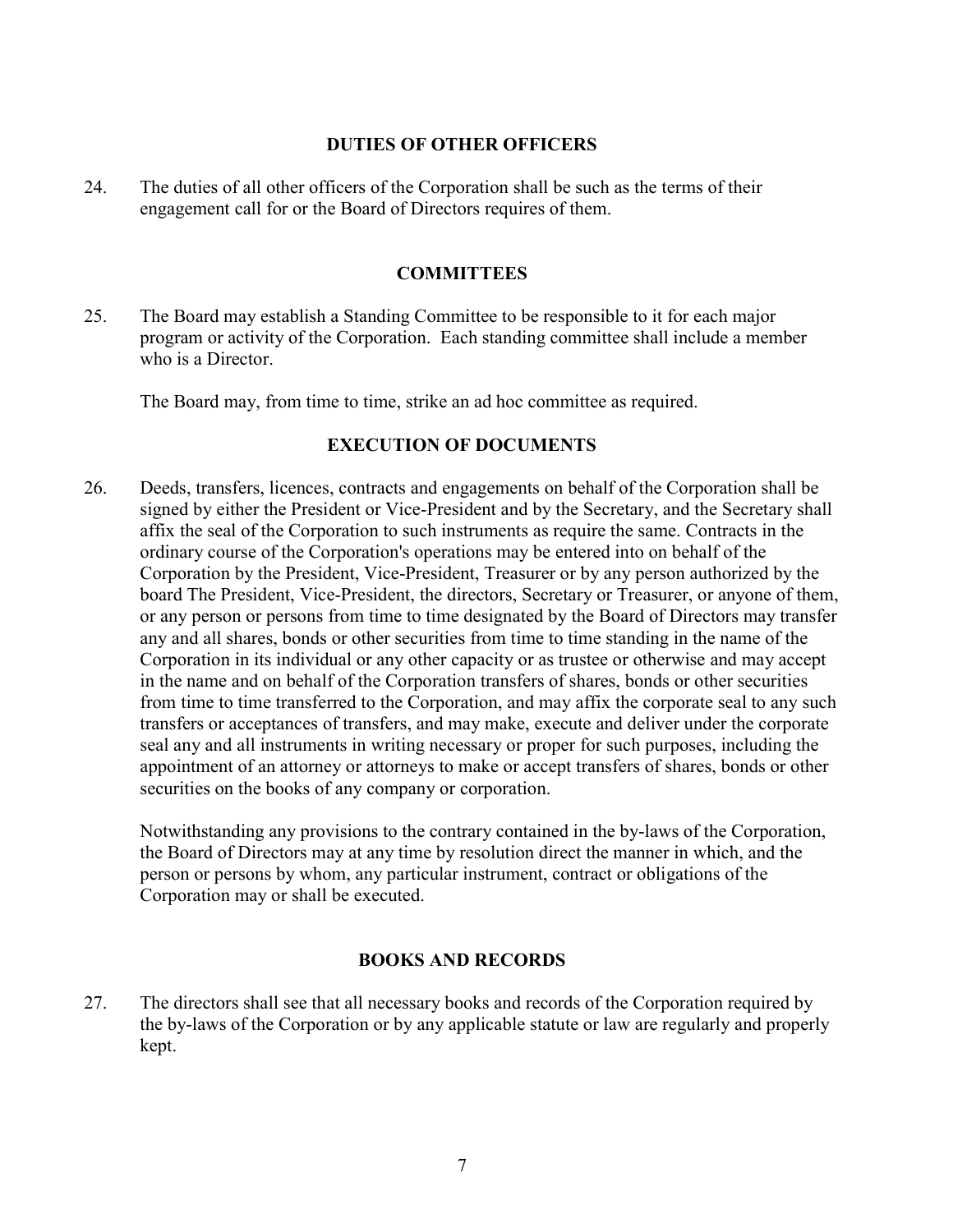## DUTIES OF OTHER OFFICERS

24. The duties of all other officers of the Corporation shall be such as the terms of their engagement call for or the Board of Directors requires of them.

## COMMITTEES

25. The Board may establish a Standing Committee to be responsible to it for each major program or activity of the Corporation. Each standing committee shall include a member who is a Director.

    The Board may, from time to time, strike an ad hoc committee as required.

## EXECUTION OF DOCUMENTS

26. Deeds, transfers, licences, contracts and engagements on behalf of the Corporation shall be signed by either the President or Vice-President and by the Secretary, and the Secretary shall affix the seal of the Corporation to such instruments as require the same. Contracts in the ordinary course of the Corporation's operations may be entered into on behalf of the Corporation by the President, Vice-President, Treasurer or by any person authorized by the board The President, Vice-President, the directors, Secretary or Treasurer, or anyone of them, or any person or persons from time to time designated by the Board of Directors may transfer any and all shares, bonds or other securities from time to time standing in the name of the Corporation in its individual or any other capacity or as trustee or otherwise and may accept in the name and on behalf of the Corporation transfers of shares, bonds or other securities from time to time transferred to the Corporation, and may affix the corporate seal to any such transfers or acceptances of transfers, and may make, execute and deliver under the corporate seal any and all instruments in writing necessary or proper for such purposes, including the appointment of an attorney or attorneys to make or accept transfers of shares, bonds or other securities on the books of any company or corporation.

    Notwithstanding any provisions to the contrary contained in the by-laws of the Corporation, the Board of Directors may at any time by resolution direct the manner in which, and the person or persons by whom, any particular instrument, contract or obligations of the Corporation may or shall be executed.

## BOOKS AND RECORDS

27. The directors shall see that all necessary books and records of the Corporation required by the by-laws of the Corporation or by any applicable statute or law are regularly and properly kept.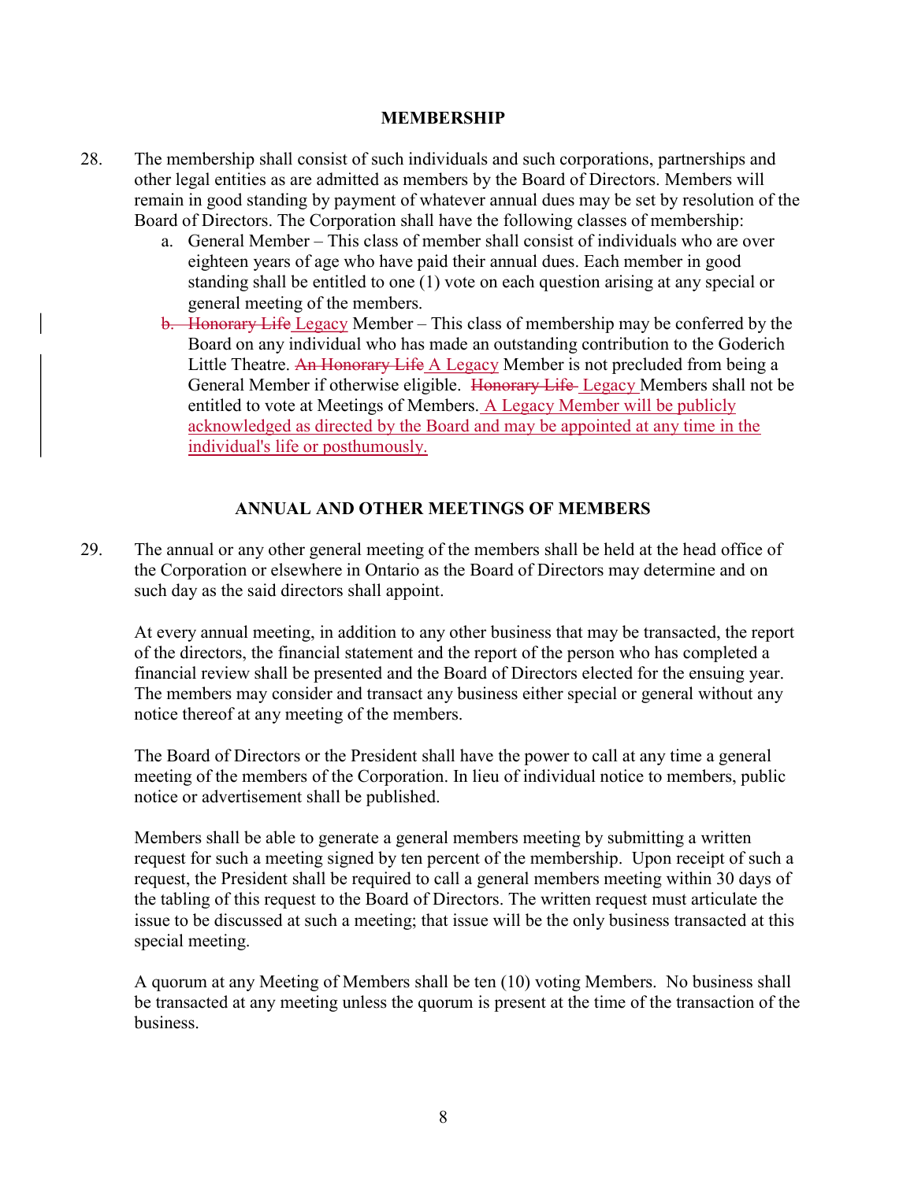## MEMBERSHIP

28. The membership shall consist of such individuals and such corporations, partnerships and other legal entities as are admitted as members by the Board of Directors. Members will remain in good standing by payment of whatever annual dues may be set by resolution of the Board of Directors. The Corporation shall have the following classes of membership:
    a. General Member – This class of member shall consist of individuals who are over eighteen years of age who have paid their annual dues. Each member in good standing shall be entitled to one (1) vote on each question arising at any special or general meeting of the members.
    b. ~~Honorary Life~~ <u>Legacy</u> Member – This class of membership may be conferred by the Board on any individual who has made an outstanding contribution to the Goderich Little Theatre. ~~An Honorary Life~~ <u>A Legacy</u> Member is not precluded from being a General Member if otherwise eligible. ~~Honorary Life~~ <u>Legacy</u> Members shall not be entitled to vote at Meetings of Members. <u>A Legacy Member will be publicly acknowledged as directed by the Board and may be appointed at any time in the individual's life or posthumously.</u>

## ANNUAL AND OTHER MEETINGS OF MEMBERS

29. The annual or any other general meeting of the members shall be held at the head office of the Corporation or elsewhere in Ontario as the Board of Directors may determine and on such day as the said directors shall appoint.

    At every annual meeting, in addition to any other business that may be transacted, the report of the directors, the financial statement and the report of the person who has completed a financial review shall be presented and the Board of Directors elected for the ensuing year. The members may consider and transact any business either special or general without any notice thereof at any meeting of the members.

    The Board of Directors or the President shall have the power to call at any time a general meeting of the members of the Corporation. In lieu of individual notice to members, public notice or advertisement shall be published.

    Members shall be able to generate a general members meeting by submitting a written request for such a meeting signed by ten percent of the membership. Upon receipt of such a request, the President shall be required to call a general members meeting within 30 days of the tabling of this request to the Board of Directors. The written request must articulate the issue to be discussed at such a meeting; that issue will be the only business transacted at this special meeting.

    A quorum at any Meeting of Members shall be ten (10) voting Members. No business shall be transacted at any meeting unless the quorum is present at the time of the transaction of the business.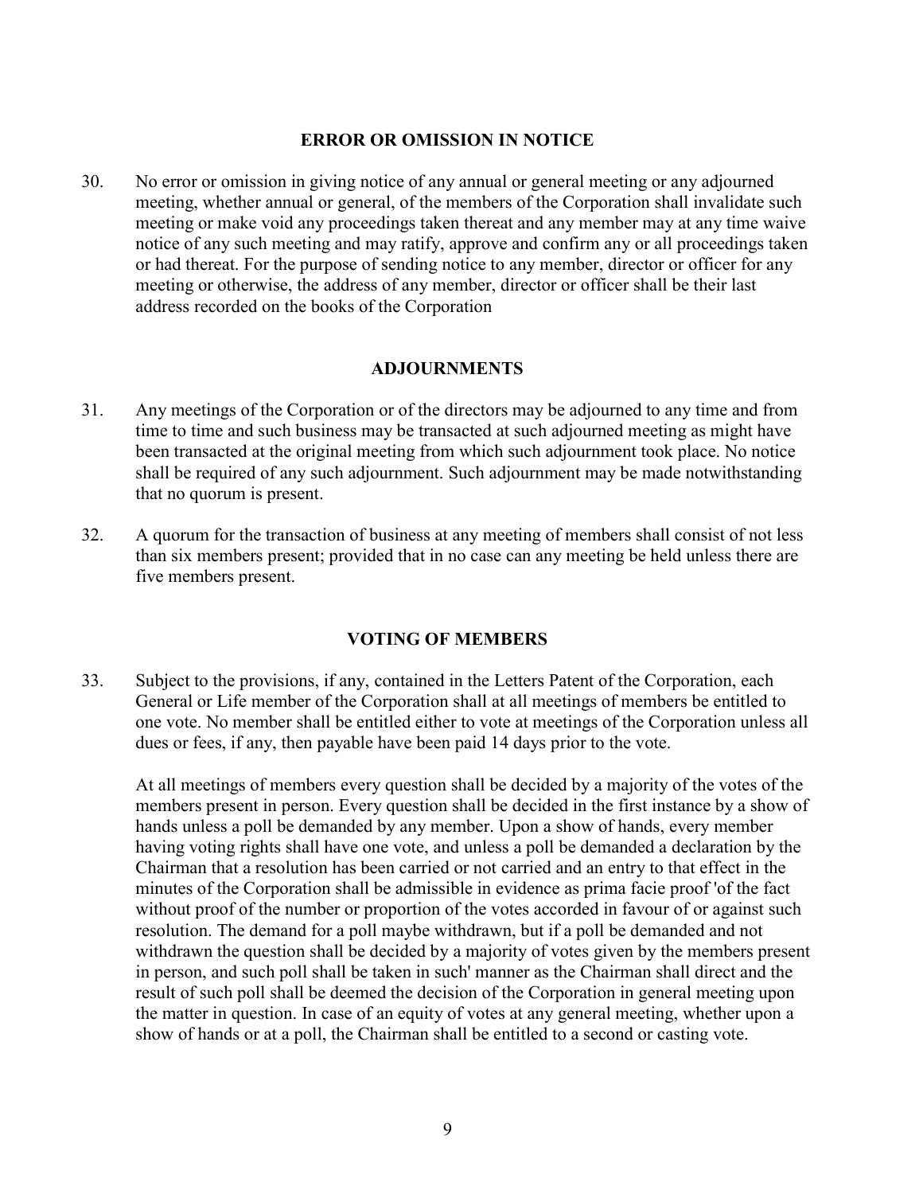## ERROR OR OMISSION IN NOTICE

30. No error or omission in giving notice of any annual or general meeting or any adjourned meeting, whether annual or general, of the members of the Corporation shall invalidate such meeting or make void any proceedings taken thereat and any member may at any time waive notice of any such meeting and may ratify, approve and confirm any or all proceedings taken or had thereat. For the purpose of sending notice to any member, director or officer for any meeting or otherwise, the address of any member, director or officer shall be their last address recorded on the books of the Corporation

## ADJOURNMENTS

31. Any meetings of the Corporation or of the directors may be adjourned to any time and from time to time and such business may be transacted at such adjourned meeting as might have been transacted at the original meeting from which such adjournment took place. No notice shall be required of any such adjournment. Such adjournment may be made notwithstanding that no quorum is present.

32. A quorum for the transaction of business at any meeting of members shall consist of not less than six members present; provided that in no case can any meeting be held unless there are five members present.

## VOTING OF MEMBERS

33. Subject to the provisions, if any, contained in the Letters Patent of the Corporation, each General or Life member of the Corporation shall at all meetings of members be entitled to one vote. No member shall be entitled either to vote at meetings of the Corporation unless all dues or fees, if any, then payable have been paid 14 days prior to the vote.

    At all meetings of members every question shall be decided by a majority of the votes of the members present in person. Every question shall be decided in the first instance by a show of hands unless a poll be demanded by any member. Upon a show of hands, every member having voting rights shall have one vote, and unless a poll be demanded a declaration by the Chairman that a resolution has been carried or not carried and an entry to that effect in the minutes of the Corporation shall be admissible in evidence as prima facie proof 'of the fact without proof of the number or proportion of the votes accorded in favour of or against such resolution. The demand for a poll maybe withdrawn, but if a poll be demanded and not withdrawn the question shall be decided by a majority of votes given by the members present in person, and such poll shall be taken in such' manner as the Chairman shall direct and the result of such poll shall be deemed the decision of the Corporation in general meeting upon the matter in question. In case of an equity of votes at any general meeting, whether upon a show of hands or at a poll, the Chairman shall be entitled to a second or casting vote.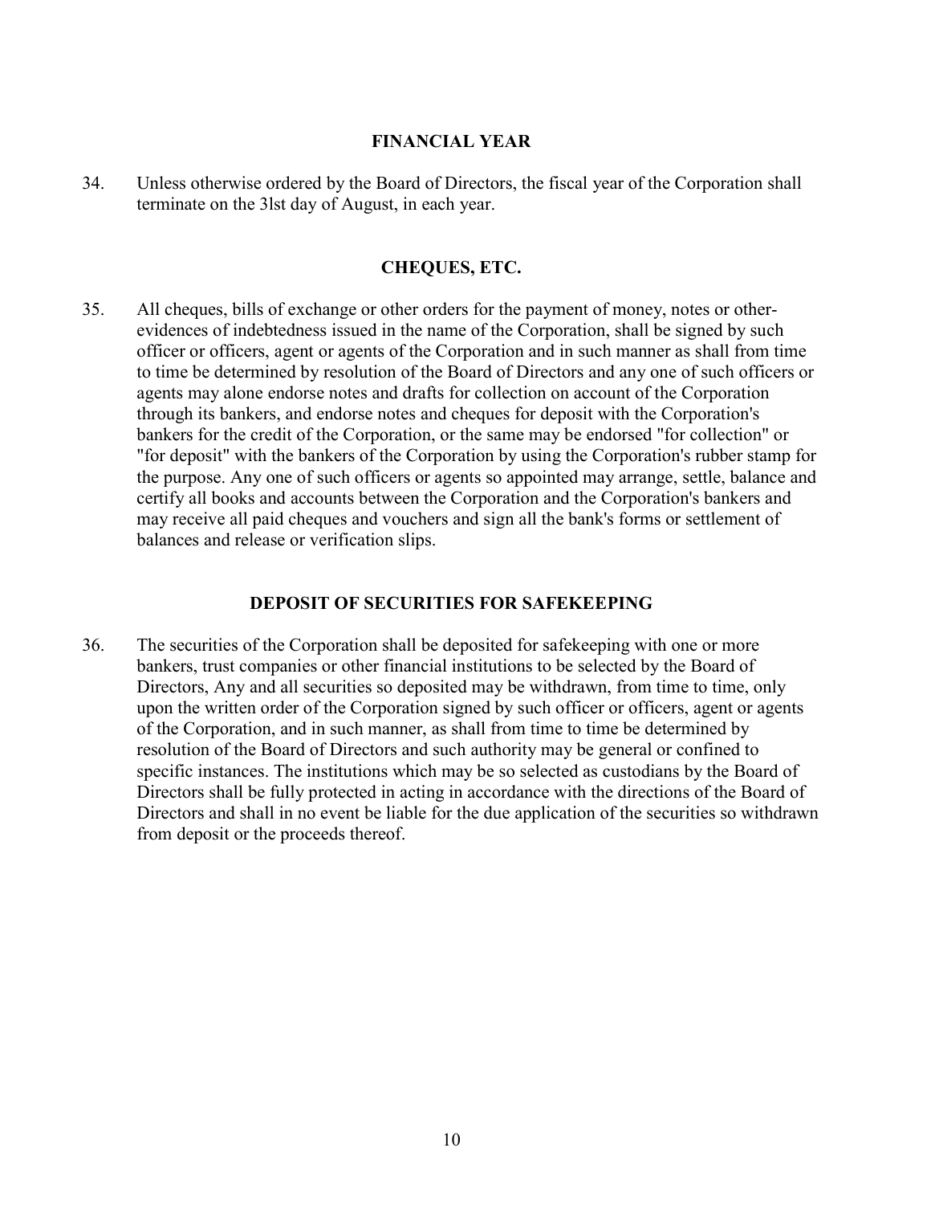## FINANCIAL YEAR

34. Unless otherwise ordered by the Board of Directors, the fiscal year of the Corporation shall terminate on the 3lst day of August, in each year.

## CHEQUES, ETC.

35. All cheques, bills of exchange or other orders for the payment of money, notes or other-evidences of indebtedness issued in the name of the Corporation, shall be signed by such officer or officers, agent or agents of the Corporation and in such manner as shall from time to time be determined by resolution of the Board of Directors and any one of such officers or agents may alone endorse notes and drafts for collection on account of the Corporation through its bankers, and endorse notes and cheques for deposit with the Corporation's bankers for the credit of the Corporation, or the same may be endorsed "for collection" or "for deposit" with the bankers of the Corporation by using the Corporation's rubber stamp for the purpose. Any one of such officers or agents so appointed may arrange, settle, balance and certify all books and accounts between the Corporation and the Corporation's bankers and may receive all paid cheques and vouchers and sign all the bank's forms or settlement of balances and release or verification slips.

## DEPOSIT OF SECURITIES FOR SAFEKEEPING

36. The securities of the Corporation shall be deposited for safekeeping with one or more bankers, trust companies or other financial institutions to be selected by the Board of Directors, Any and all securities so deposited may be withdrawn, from time to time, only upon the written order of the Corporation signed by such officer or officers, agent or agents of the Corporation, and in such manner, as shall from time to time be determined by resolution of the Board of Directors and such authority may be general or confined to specific instances. The institutions which may be so selected as custodians by the Board of Directors shall be fully protected in acting in accordance with the directions of the Board of Directors and shall in no event be liable for the due application of the securities so withdrawn from deposit or the proceeds thereof.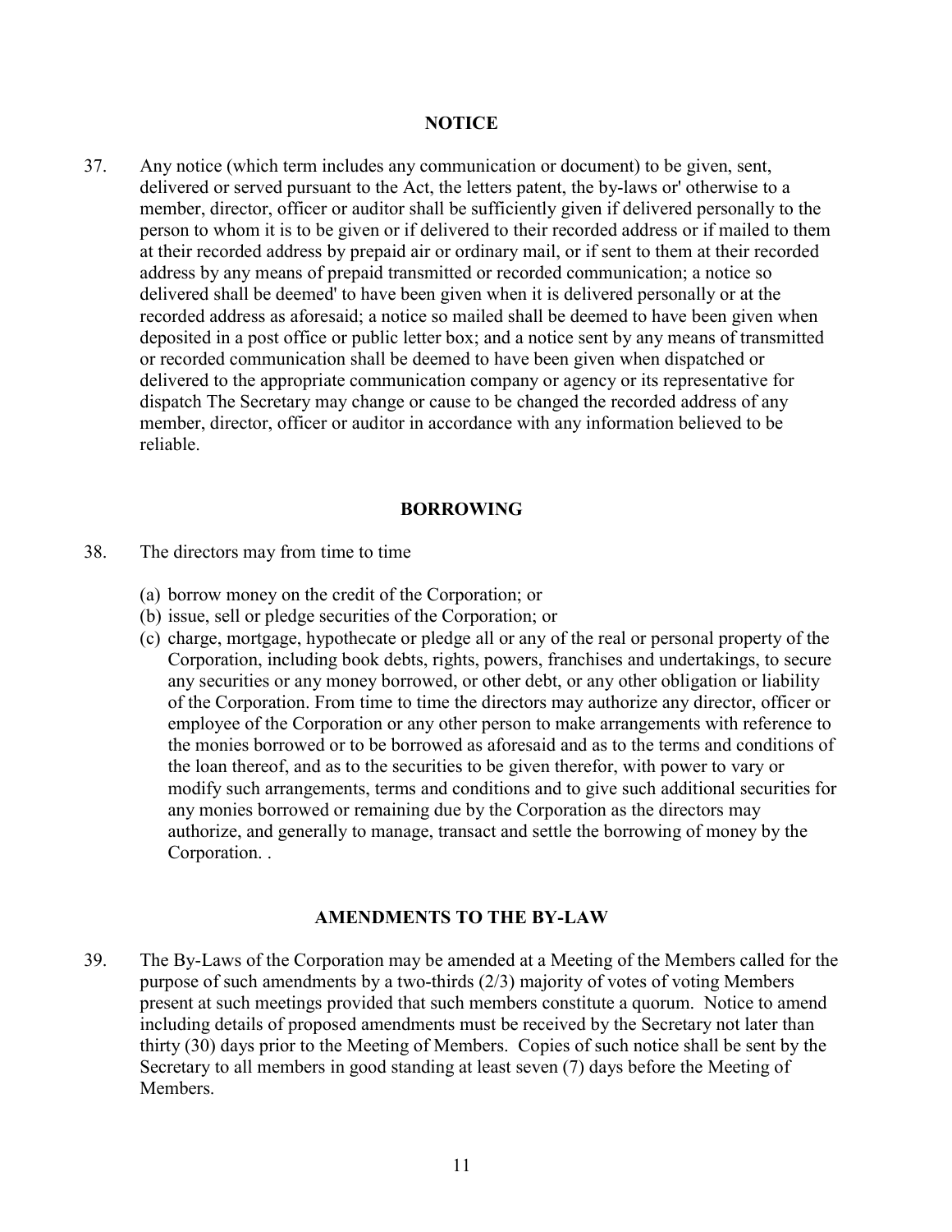## NOTICE

37. Any notice (which term includes any communication or document) to be given, sent, delivered or served pursuant to the Act, the letters patent, the by-laws or' otherwise to a member, director, officer or auditor shall be sufficiently given if delivered personally to the person to whom it is to be given or if delivered to their recorded address or if mailed to them at their recorded address by prepaid air or ordinary mail, or if sent to them at their recorded address by any means of prepaid transmitted or recorded communication; a notice so delivered shall be deemed' to have been given when it is delivered personally or at the recorded address as aforesaid; a notice so mailed shall be deemed to have been given when deposited in a post office or public letter box; and a notice sent by any means of transmitted or recorded communication shall be deemed to have been given when dispatched or delivered to the appropriate communication company or agency or its representative for dispatch The Secretary may change or cause to be changed the recorded address of any member, director, officer or auditor in accordance with any information believed to be reliable.

## BORROWING

38. The directors may from time to time

    (a) borrow money on the credit of the Corporation; or
    (b) issue, sell or pledge securities of the Corporation; or
    (c) charge, mortgage, hypothecate or pledge all or any of the real or personal property of the Corporation, including book debts, rights, powers, franchises and undertakings, to secure any securities or any money borrowed, or other debt, or any other obligation or liability of the Corporation. From time to time the directors may authorize any director, officer or employee of the Corporation or any other person to make arrangements with reference to the monies borrowed or to be borrowed as aforesaid and as to the terms and conditions of the loan thereof, and as to the securities to be given therefor, with power to vary or modify such arrangements, terms and conditions and to give such additional securities for any monies borrowed or remaining due by the Corporation as the directors may authorize, and generally to manage, transact and settle the borrowing of money by the Corporation. .

## AMENDMENTS TO THE BY-LAW

39. The By-Laws of the Corporation may be amended at a Meeting of the Members called for the purpose of such amendments by a two-thirds (2/3) majority of votes of voting Members present at such meetings provided that such members constitute a quorum. Notice to amend including details of proposed amendments must be received by the Secretary not later than thirty (30) days prior to the Meeting of Members. Copies of such notice shall be sent by the Secretary to all members in good standing at least seven (7) days before the Meeting of Members.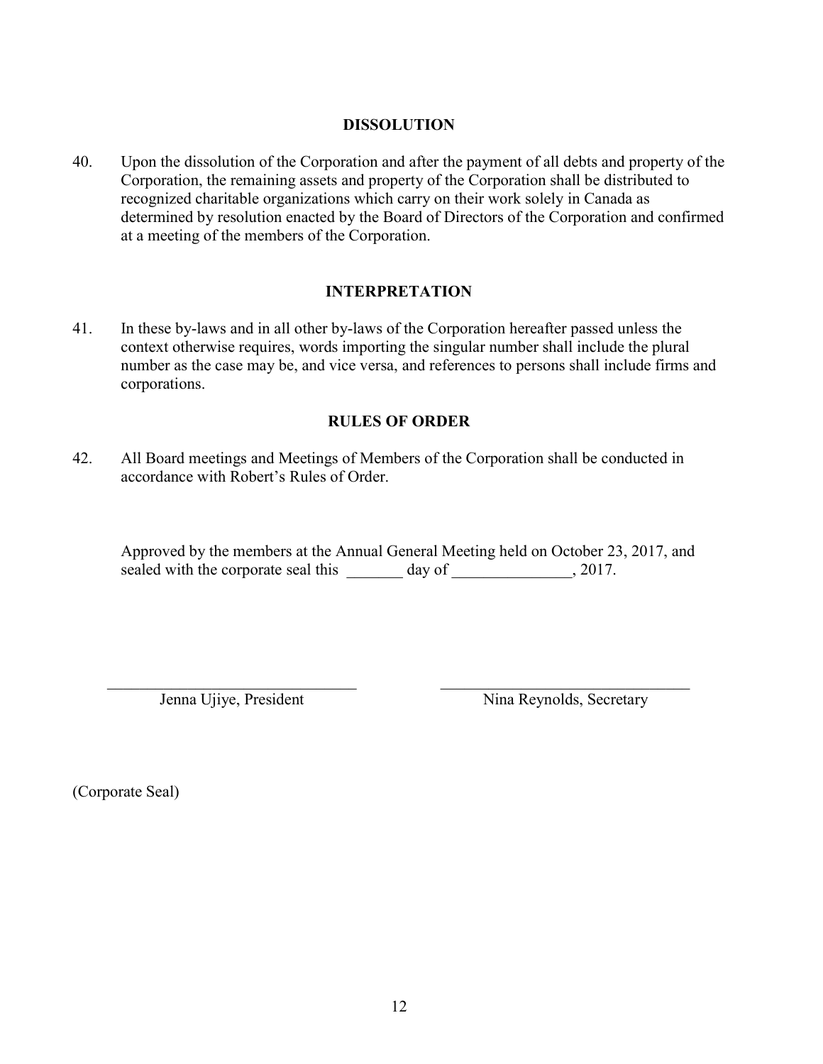## DISSOLUTION

40. Upon the dissolution of the Corporation and after the payment of all debts and property of the Corporation, the remaining assets and property of the Corporation shall be distributed to recognized charitable organizations which carry on their work solely in Canada as determined by resolution enacted by the Board of Directors of the Corporation and confirmed at a meeting of the members of the Corporation.

## INTERPRETATION

41. In these by-laws and in all other by-laws of the Corporation hereafter passed unless the context otherwise requires, words importing the singular number shall include the plural number as the case may be, and vice versa, and references to persons shall include firms and corporations.

## RULES OF ORDER

42. All Board meetings and Meetings of Members of the Corporation shall be conducted in accordance with Robert's Rules of Order.

Approved by the members at the Annual General Meeting held on October 23, 2017, and sealed with the corporate seal this _______ day of _______________, 2017.

_________________________________
Jenna Ujiye, President

_________________________________
Nina Reynolds, Secretary

(Corporate Seal)